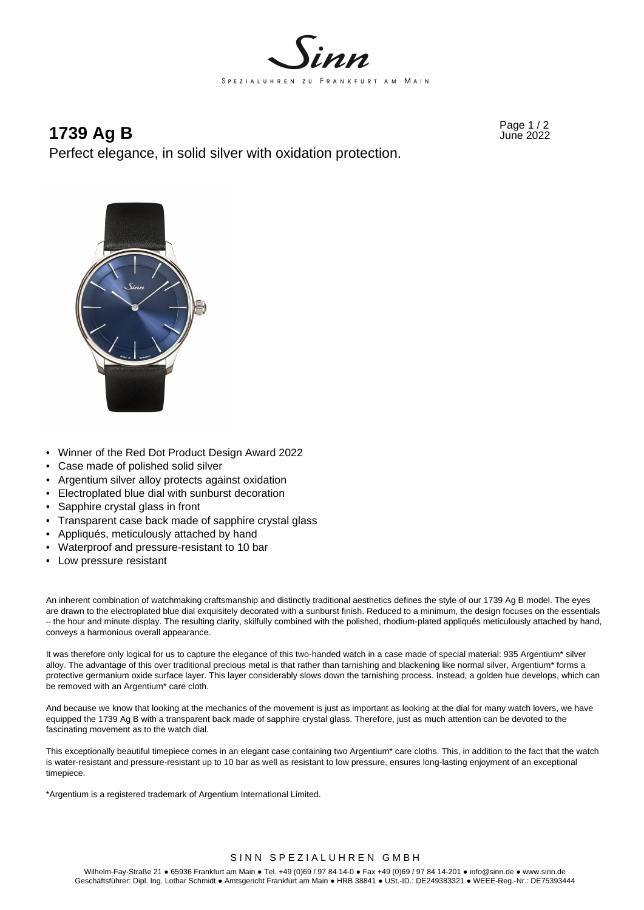# 1739 Ag B

Perfect elegance, in solid silver with oxidation protection.

- Winner of the Red Dot Product Design Award 2022
- Case made of polished solid silver
- Argentium silver alloy protects against oxidation
- Electroplated blue dial with sunburst decoration
- Sapphire crystal glass in front
- Transparent case back made of sapphire crystal glass
- Appliqués, meticulously attached by hand
- Waterproof and pressure-resistant to 10 bar
- Low pressure resistant

An inherent combination of watchmaking craftsmanship and distinctly traditional aesthetics defines the style of our 1739 Ag B model. The eyes are drawn to the electroplated blue dial exquisitely decorated with a sunburst finish. Reduced to a minimum, the design focuses on the essentials – the hour and minute display. The resulting clarity, skilfully combined with the polished, rhodium-plated appliqués meticulously attached by hand, conveys a harmonious overall appearance.

It was therefore only logical for us to capture the elegance of this two-handed watch in a case made of special material: 935 Argentium* silver alloy. The advantage of this over traditional precious metal is that rather than tarnishing and blackening like normal silver, Argentium* forms a protective germanium oxide surface layer. This layer considerably slows down the tarnishing process. Instead, a golden hue develops, which can be removed with an Argentium* care cloth.

And because we know that looking at the mechanics of the movement is just as important as looking at the dial for many watch lovers, we have equipped the 1739 Ag B with a transparent back made of sapphire crystal glass. Therefore, just as much attention can be devoted to the fascinating movement as to the watch dial.

This exceptionally beautiful timepiece comes in an elegant case containing two Argentium* care cloths. This, in addition to the fact that the watch is water-resistant and pressure-resistant up to 10 bar as well as resistant to low pressure, ensures long-lasting enjoyment of an exceptional timepiece.

*Argentium is a registered trademark of Argentium International Limited.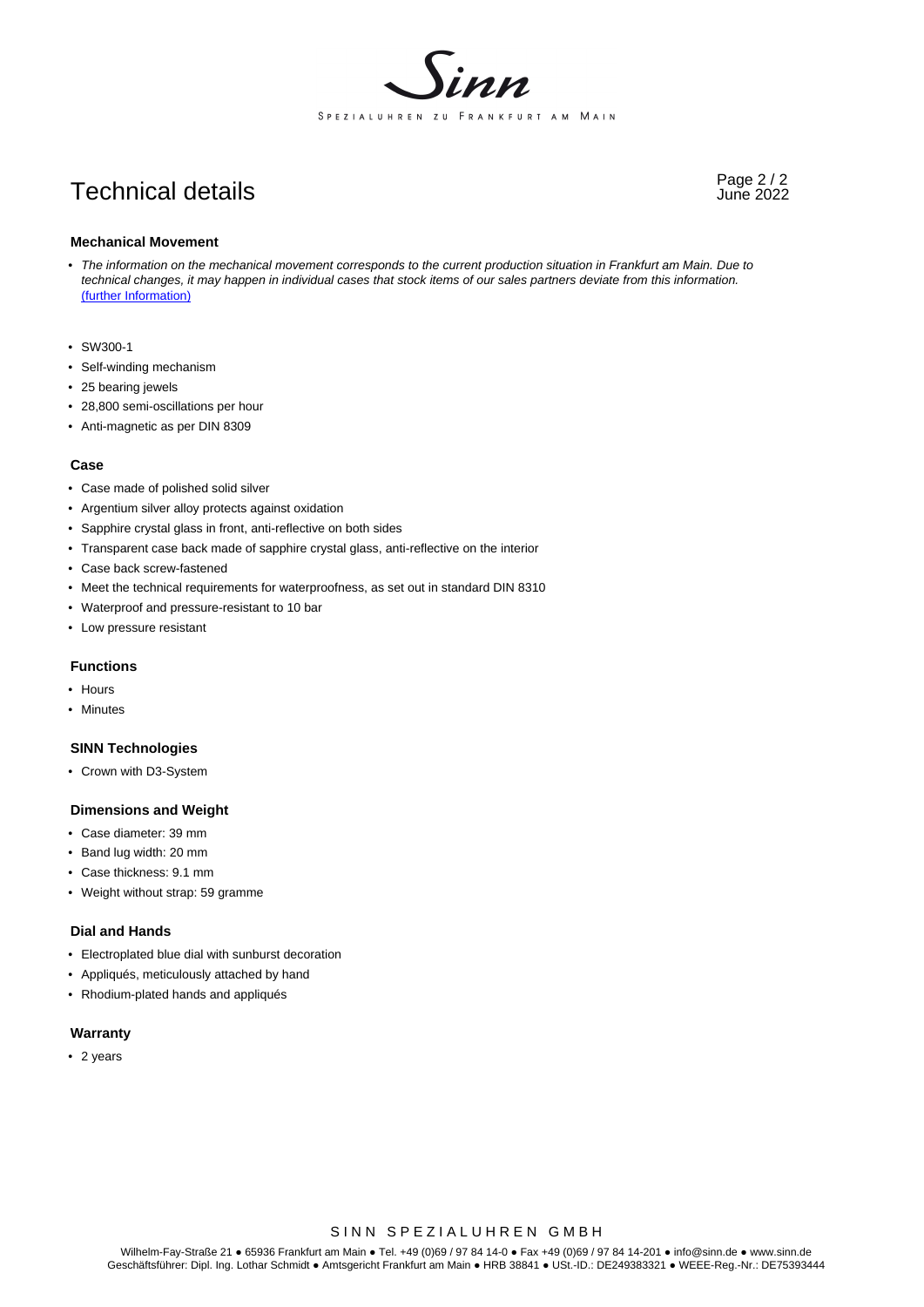# Technical details

June 2022

## Mechanical Movement

- *The information on the mechanical movement corresponds to the current production situation in Frankfurt am Main. Due to technical changes, it may happen in individual cases that stock items of our sales partners deviate from this information.* (further Information)

- SW300-1
- Self-winding mechanism
- 25 bearing jewels
- 28,800 semi-oscillations per hour
- Anti-magnetic as per DIN 8309

## Case

- Case made of polished solid silver
- Argentium silver alloy protects against oxidation
- Sapphire crystal glass in front, anti-reflective on both sides
- Transparent case back made of sapphire crystal glass, anti-reflective on the interior
- Case back screw-fastened
- Meet the technical requirements for waterproofness, as set out in standard DIN 8310
- Waterproof and pressure-resistant to 10 bar
- Low pressure resistant

## Functions

- Hours
- Minutes

## SINN Technologies

- Crown with D3-System

## Dimensions and Weight

- Case diameter: 39 mm
- Band lug width: 20 mm
- Case thickness: 9.1 mm
- Weight without strap: 59 gramme

## Dial and Hands

- Electroplated blue dial with sunburst decoration
- Appliqués, meticulously attached by hand
- Rhodium-plated hands and appliqués

## Warranty

- 2 years